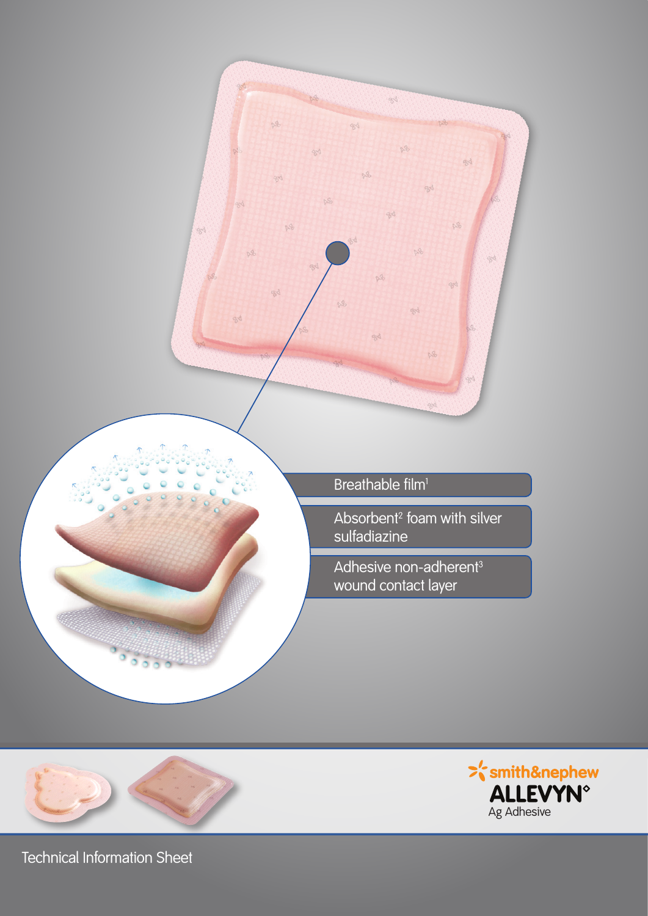Breathable film[1]

Absorbent[2] foam with silver sulfadiazine

Adhesive non-adherent[3] wound contact layer

smith&nephew

**ALLEVYN°**

Ag Adhesive

Technical Information Sheet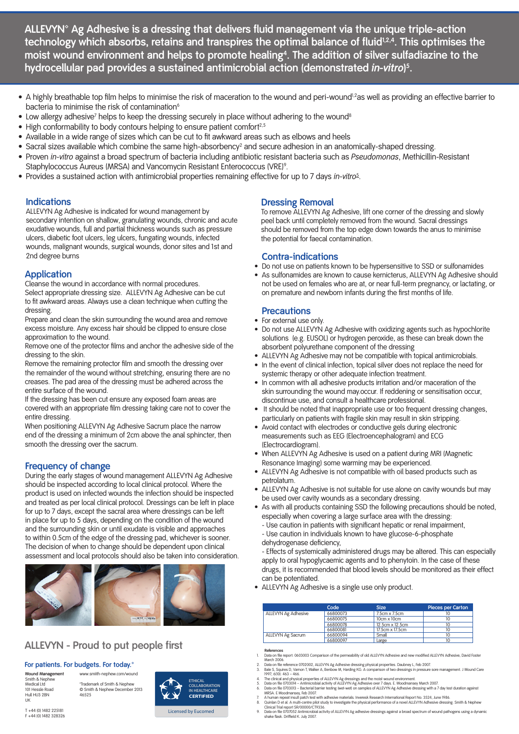**ALLEVYN° Ag Adhesive is a dressing that delivers fluid management via the unique triple-action technology which absorbs, retains and transpires the optimal balance of fluid[1,2,4]. This optimises the moist wound environment and helps to promote healing[4]. The addition of silver sulfadiazine to the hydrocellular pad provides a sustained antimicrobial action (demonstrated *in-vitro*)[5].**

- A highly breathable top film helps to minimise the risk of maceration to the wound and peri-wound[1,2] as well as providing an effective barrier to bacteria to minimise the risk of contamination[6]
- Low allergy adhesive[7] helps to keep the dressing securely in place without adhering to the wound[8]
- High conformability to body contours helping to ensure patient comfort[2,5]
- Available in a wide range of sizes which can be cut to fit awkward areas such as elbows and heels
- Sacral sizes available which combine the same high-absorbency[2] and secure adhesion in an anatomically-shaped dressing.
- Proven *in-vitro* against a broad spectrum of bacteria including antibiotic resistant bacteria such as *Pseudomonas*, Methicillin-Resistant Staphylococcus Aureus (MRSA) and Vancomycin Resistant Enterococcus (VRE)[9].
- Provides a sustained action with antimicrobial properties remaining effective for up to 7 days *in-vitro*[5].

## Indications

ALLEVYN Ag Adhesive is indicated for wound management by secondary intention on shallow, granulating wounds, chronic and acute exudative wounds, full and partial thickness wounds such as pressure ulcers, diabetic foot ulcers, leg ulcers, fungating wounds, infected wounds, malignant wounds, surgical wounds, donor sites and 1st and 2nd degree burns

## Application

Cleanse the wound in accordance with normal procedures.
Select appropriate dressing size. ALLEVYN Ag Adhesive can be cut to fit awkward areas. Always use a clean technique when cutting the dressing.
Prepare and clean the skin surrounding the wound area and remove excess moisture. Any excess hair should be clipped to ensure close approximation to the wound.
Remove one of the protector films and anchor the adhesive side of the dressing to the skin.
Remove the remaining protector film and smooth the dressing over the remainder of the wound without stretching, ensuring there are no creases. The pad area of the dressing must be adhered across the entire surface of the wound.
If the dressing has been cut ensure any exposed foam areas are covered with an appropriate film dressing taking care not to cover the entire dressing.
When positioning ALLEVYN Ag Adhesive Sacrum place the narrow end of the dressing a minimum of 2cm above the anal sphincter, then smooth the dressing over the sacrum.

## Frequency of change

During the early stages of wound management ALLEVYN Ag Adhesive should be inspected according to local clinical protocol. Where the product is used on infected wounds the infection should be inspected and treated as per local clinical protocol. Dressings can be left in place for up to 7 days, except the sacral area where dressings can be left in place for up to 5 days, depending on the condition of the wound and the surrounding skin or until exudate is visible and approaches to within 0.5cm of the edge of the dressing pad, whichever is sooner. The decision of when to change should be dependent upon clinical assessment and local protocols should also be taken into consideration.

## Dressing Removal

To remove ALLEVYN Ag Adhesive, lift one corner of the dressing and slowly peel back until completely removed from the wound. Sacral dressings should be removed from the top edge down towards the anus to minimise the potential for faecal contamination.

## Contra-indications

- Do not use on patients known to be hypersensitive to SSD or sulfonamides
- As sulfonamides are known to cause kernicterus, ALLEVYN Ag Adhesive should not be used on females who are at, or near full-term pregnancy, or lactating, or on premature and newborn infants during the first months of life.

## Precautions

- For external use only.
- Do not use ALLEVYN Ag Adhesive with oxidizing agents such as hypochlorite solutions (e.g. EUSOL) or hydrogen peroxide, as these can break down the absorbent polyurethane component of the dressing
- ALLEVYN Ag Adhesive may not be compatible with topical antimicrobials.
- In the event of clinical infection, topical silver does not replace the need for systemic therapy or other adequate infection treatment.
- In common with all adhesive products irritation and/or maceration of the skin surrounding the wound may.occur. If reddening or sensitisation occur, discontinue use, and consult a healthcare professional.
- It should be noted that inappropriate use or too frequent dressing changes, particularly on patients with fragile skin may result in skin stripping.
- Avoid contact with electrodes or conductive gels during electronic measurements such as EEG (Electroencephalogram) and ECG (Electrocardiogram).
- When ALLEVYN Ag Adhesive is used on a patient during MRI (Magnetic Resonance Imaging) some warming may be experienced.
- ALLEVYN Ag Adhesive is not compatible with oil based products such as petrolatum.
- ALLEVYN Ag Adhesive is not suitable for use alone on cavity wounds but may be used over cavity wounds as a secondary dressing.
- As with all products containing SSD the following precautions should be noted, especially when covering a large surface area with the dressing:
  - Use caution in patients with significant hepatic or renal impairment,
  - Use caution in individuals known to have glucose-6-phosphate dehydrogenase deficiency,
  - Effects of systemically administered drugs may be altered. This can especially apply to oral hypoglycaemic agents and to phenytoin. In the case of these drugs, it is recommended that blood levels should be monitored as their effect can be potentiated.
- ALLEVYN Ag Adhesive is a single use only product.

| | Code | Size | Pieces per Carton |
|---|---|---|---|
| ALLEVYN Ag Adhesive | 66800073 | 7.5cm x 7.5cm | 10 |
| | 66800075 | 10cm x 10cm | 10 |
| | 66800078 | 12.5cm x 12.5cm | 10 |
| | 66800081 | 17.5cm x 17.5cm | 10 |
| ALLEVYN Ag Sacrum | 66800094 | Small | 10 |
| | 66800097 | Large | 10 |

**References**

1. Data on file report: 0603003 Comparison of the permeability of old ALLEVYN Adhesive and new modified ALLEVYN Adhesive, David Foster March 2006.
2. Data on file reference 0702002, ALLEVYN Ag Adhesive dressing physical properties. Daubney L, Feb 2007.
3. Bale S, Squires D, Varnon T, Walker A, Benbow M, Harding KG. A comparison of two dressings in pressure sore management. J Wound Care 1997; 6(10): 463 – 466.
4. The clinical and physical properties of ALLEVYN Ag dressings and the moist wound environment.
5. Data on file 0703014 – Antimicrobial activity of ALLEVYN Ag Adhesive over 7 days. E. Woodmansey March 2007.
6. Data on file 0703013 – Bacterial barrier testing (wet-wet) on samples of ALLEVYN Ag Adhesive dressing with a 7 day test duration against MRSA. E Woodmansey, Feb 2007.
7. A human repeat insult patch test with adhesive materials. Inveresk Research International Report No. 3524, June 1986.
8. Quinlan D et al. A multi-centre pilot study to investigate the physical performance of a novel ALLEVYN Adhesive dressing. Smith & Nephew Clinical Trial report SR/00000/CT9336.
9. Data on file 0707052 Antimicrobial activity of ALLEVYN Ag adhesive dressings against a broad spectrum of wound pathogens using a dynamic shake flask. Driffield K. July 2007.

## ALLEVYN - Proud to put people first

**For patients. For budgets. For today.°**

**Wound Management**
Smith & Nephew Medical Ltd
101 Hessle Road
Hull HU3 2BN
UK

T +44 (0) 1482 225181
F +44 (0) 1482 328326

www.smith-nephew.com/wound

°Trademark of Smith & Nephew
© Smith & Nephew December 2013
46525

ETHICAL COLLABORATION IN HEALTHCARE CERTIFIED
Licensed by Eucomed